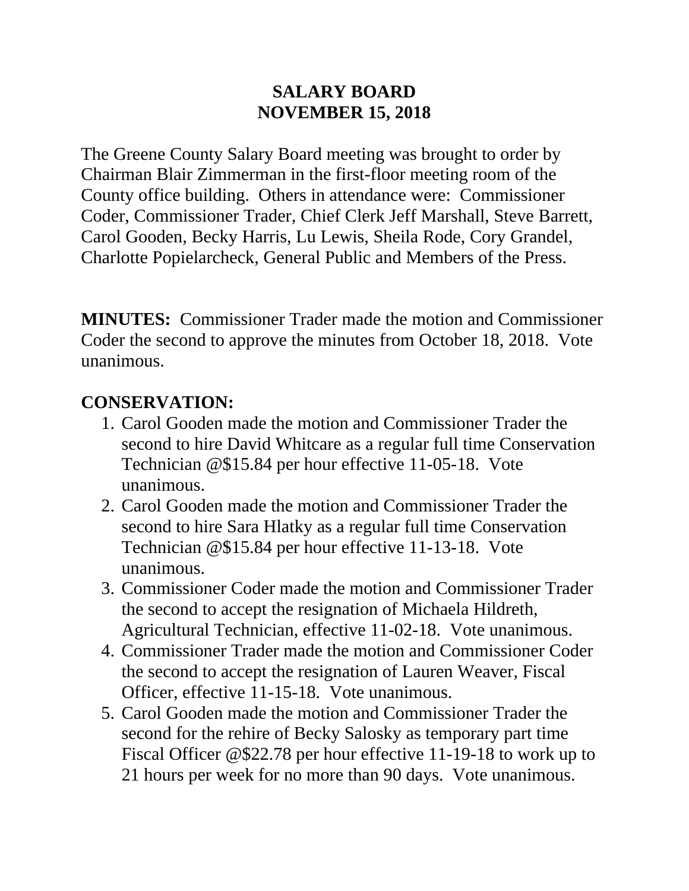# SALARY BOARD
# NOVEMBER 15, 2018

The Greene County Salary Board meeting was brought to order by Chairman Blair Zimmerman in the first-floor meeting room of the County office building. Others in attendance were: Commissioner Coder, Commissioner Trader, Chief Clerk Jeff Marshall, Steve Barrett, Carol Gooden, Becky Harris, Lu Lewis, Sheila Rode, Cory Grandel, Charlotte Popielarcheck, General Public and Members of the Press.

**MINUTES:** Commissioner Trader made the motion and Commissioner Coder the second to approve the minutes from October 18, 2018. Vote unanimous.

## CONSERVATION:

1. Carol Gooden made the motion and Commissioner Trader the second to hire David Whitcare as a regular full time Conservation Technician @$15.84 per hour effective 11-05-18. Vote unanimous.
2. Carol Gooden made the motion and Commissioner Trader the second to hire Sara Hlatky as a regular full time Conservation Technician @$15.84 per hour effective 11-13-18. Vote unanimous.
3. Commissioner Coder made the motion and Commissioner Trader the second to accept the resignation of Michaela Hildreth, Agricultural Technician, effective 11-02-18. Vote unanimous.
4. Commissioner Trader made the motion and Commissioner Coder the second to accept the resignation of Lauren Weaver, Fiscal Officer, effective 11-15-18. Vote unanimous.
5. Carol Gooden made the motion and Commissioner Trader the second for the rehire of Becky Salosky as temporary part time Fiscal Officer @$22.78 per hour effective 11-19-18 to work up to 21 hours per week for no more than 90 days. Vote unanimous.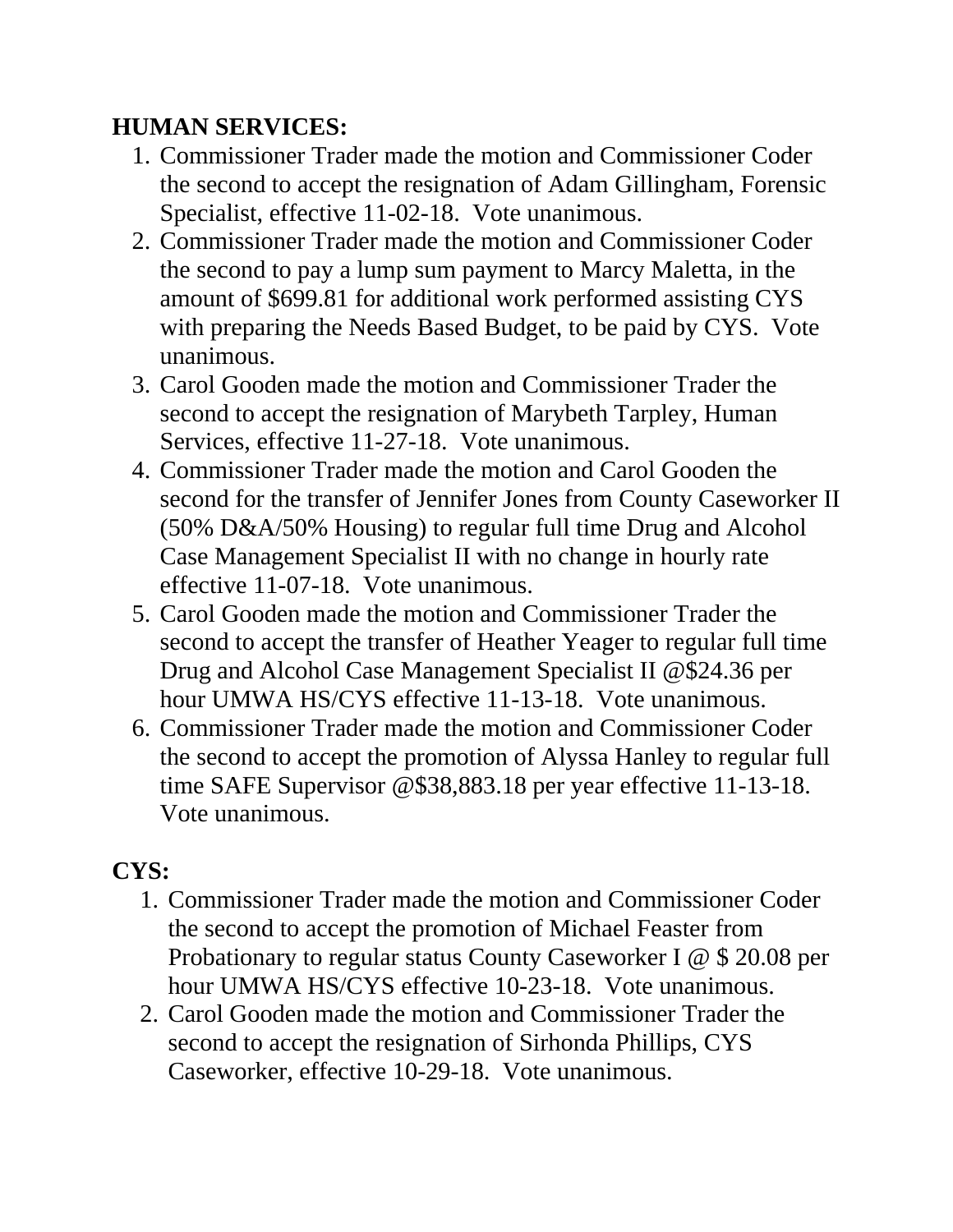**HUMAN SERVICES:**

1. Commissioner Trader made the motion and Commissioner Coder the second to accept the resignation of Adam Gillingham, Forensic Specialist, effective 11-02-18. Vote unanimous.
2. Commissioner Trader made the motion and Commissioner Coder the second to pay a lump sum payment to Marcy Maletta, in the amount of $699.81 for additional work performed assisting CYS with preparing the Needs Based Budget, to be paid by CYS. Vote unanimous.
3. Carol Gooden made the motion and Commissioner Trader the second to accept the resignation of Marybeth Tarpley, Human Services, effective 11-27-18. Vote unanimous.
4. Commissioner Trader made the motion and Carol Gooden the second for the transfer of Jennifer Jones from County Caseworker II (50% D&A/50% Housing) to regular full time Drug and Alcohol Case Management Specialist II with no change in hourly rate effective 11-07-18. Vote unanimous.
5. Carol Gooden made the motion and Commissioner Trader the second to accept the transfer of Heather Yeager to regular full time Drug and Alcohol Case Management Specialist II @$24.36 per hour UMWA HS/CYS effective 11-13-18. Vote unanimous.
6. Commissioner Trader made the motion and Commissioner Coder the second to accept the promotion of Alyssa Hanley to regular full time SAFE Supervisor @$38,883.18 per year effective 11-13-18. Vote unanimous.

**CYS:**

1. Commissioner Trader made the motion and Commissioner Coder the second to accept the promotion of Michael Feaster from Probationary to regular status County Caseworker I @ $ 20.08 per hour UMWA HS/CYS effective 10-23-18. Vote unanimous.
2. Carol Gooden made the motion and Commissioner Trader the second to accept the resignation of Sirhonda Phillips, CYS Caseworker, effective 10-29-18. Vote unanimous.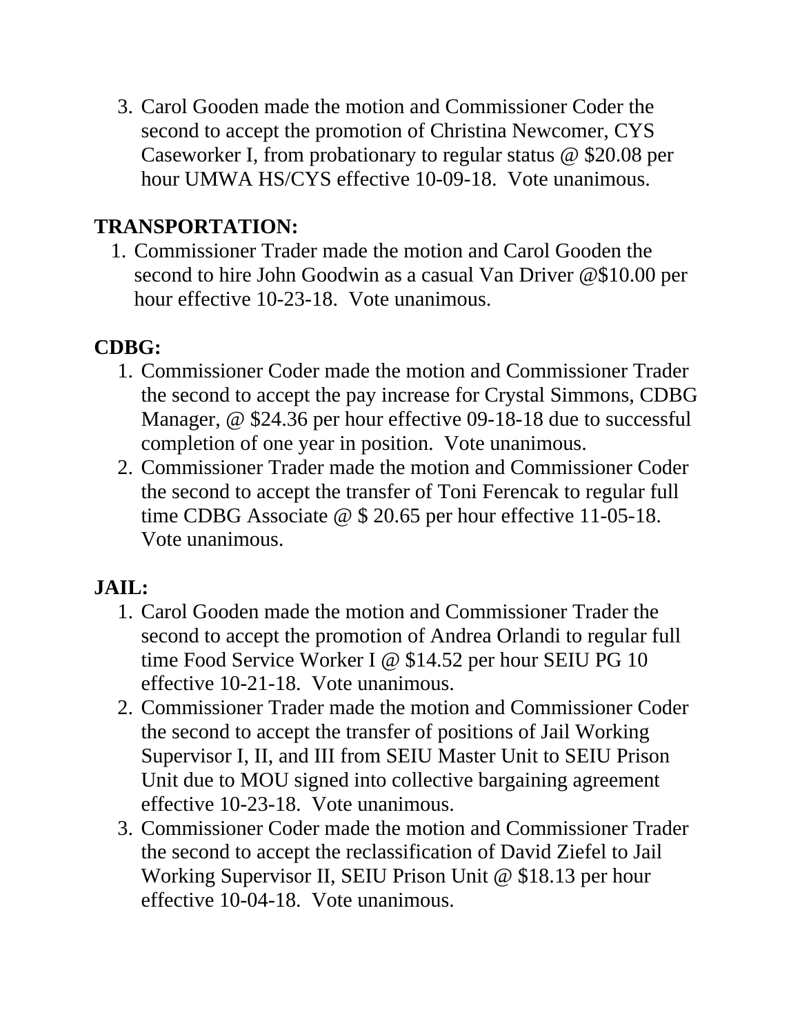3. Carol Gooden made the motion and Commissioner Coder the second to accept the promotion of Christina Newcomer, CYS Caseworker I, from probationary to regular status @ $20.08 per hour UMWA HS/CYS effective 10-09-18. Vote unanimous.

**TRANSPORTATION:**

1. Commissioner Trader made the motion and Carol Gooden the second to hire John Goodwin as a casual Van Driver @$10.00 per hour effective 10-23-18. Vote unanimous.

**CDBG:**

1. Commissioner Coder made the motion and Commissioner Trader the second to accept the pay increase for Crystal Simmons, CDBG Manager, @ $24.36 per hour effective 09-18-18 due to successful completion of one year in position. Vote unanimous.
2. Commissioner Trader made the motion and Commissioner Coder the second to accept the transfer of Toni Ferencak to regular full time CDBG Associate @ $ 20.65 per hour effective 11-05-18. Vote unanimous.

**JAIL:**

1. Carol Gooden made the motion and Commissioner Trader the second to accept the promotion of Andrea Orlandi to regular full time Food Service Worker I @ $14.52 per hour SEIU PG 10 effective 10-21-18. Vote unanimous.
2. Commissioner Trader made the motion and Commissioner Coder the second to accept the transfer of positions of Jail Working Supervisor I, II, and III from SEIU Master Unit to SEIU Prison Unit due to MOU signed into collective bargaining agreement effective 10-23-18. Vote unanimous.
3. Commissioner Coder made the motion and Commissioner Trader the second to accept the reclassification of David Ziefel to Jail Working Supervisor II, SEIU Prison Unit @ $18.13 per hour effective 10-04-18. Vote unanimous.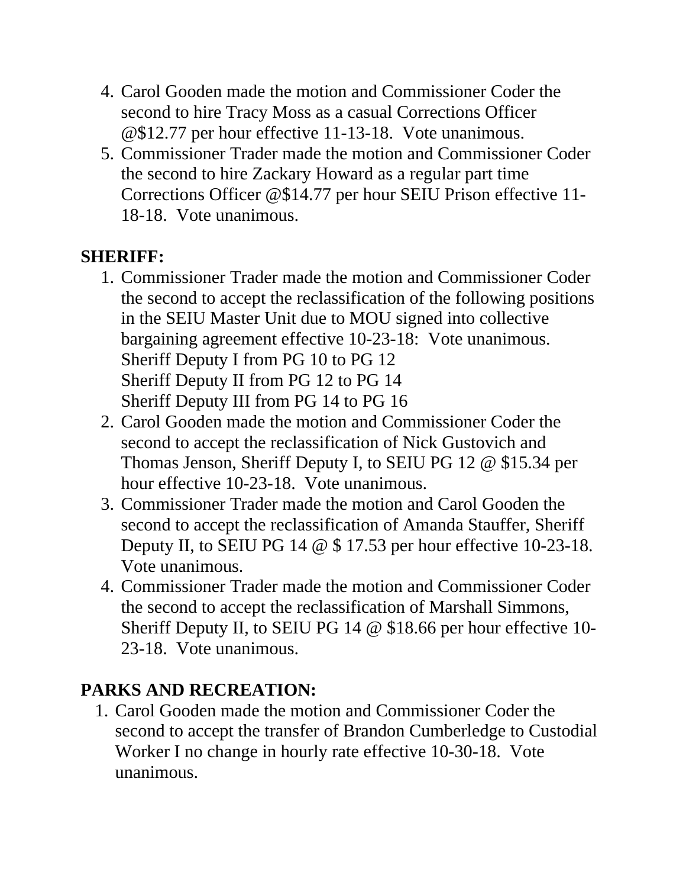4. Carol Gooden made the motion and Commissioner Coder the second to hire Tracy Moss as a casual Corrections Officer @$12.77 per hour effective 11-13-18. Vote unanimous.
5. Commissioner Trader made the motion and Commissioner Coder the second to hire Zackary Howard as a regular part time Corrections Officer @$14.77 per hour SEIU Prison effective 11-18-18. Vote unanimous.

**SHERIFF:**

1. Commissioner Trader made the motion and Commissioner Coder the second to accept the reclassification of the following positions in the SEIU Master Unit due to MOU signed into collective bargaining agreement effective 10-23-18: Vote unanimous.
   Sheriff Deputy I from PG 10 to PG 12
   Sheriff Deputy II from PG 12 to PG 14
   Sheriff Deputy III from PG 14 to PG 16
2. Carol Gooden made the motion and Commissioner Coder the second to accept the reclassification of Nick Gustovich and Thomas Jenson, Sheriff Deputy I, to SEIU PG 12 @ $15.34 per hour effective 10-23-18. Vote unanimous.
3. Commissioner Trader made the motion and Carol Gooden the second to accept the reclassification of Amanda Stauffer, Sheriff Deputy II, to SEIU PG 14 @ $ 17.53 per hour effective 10-23-18. Vote unanimous.
4. Commissioner Trader made the motion and Commissioner Coder the second to accept the reclassification of Marshall Simmons, Sheriff Deputy II, to SEIU PG 14 @ $18.66 per hour effective 10-23-18. Vote unanimous.

**PARKS AND RECREATION:**

1. Carol Gooden made the motion and Commissioner Coder the second to accept the transfer of Brandon Cumberledge to Custodial Worker I no change in hourly rate effective 10-30-18. Vote unanimous.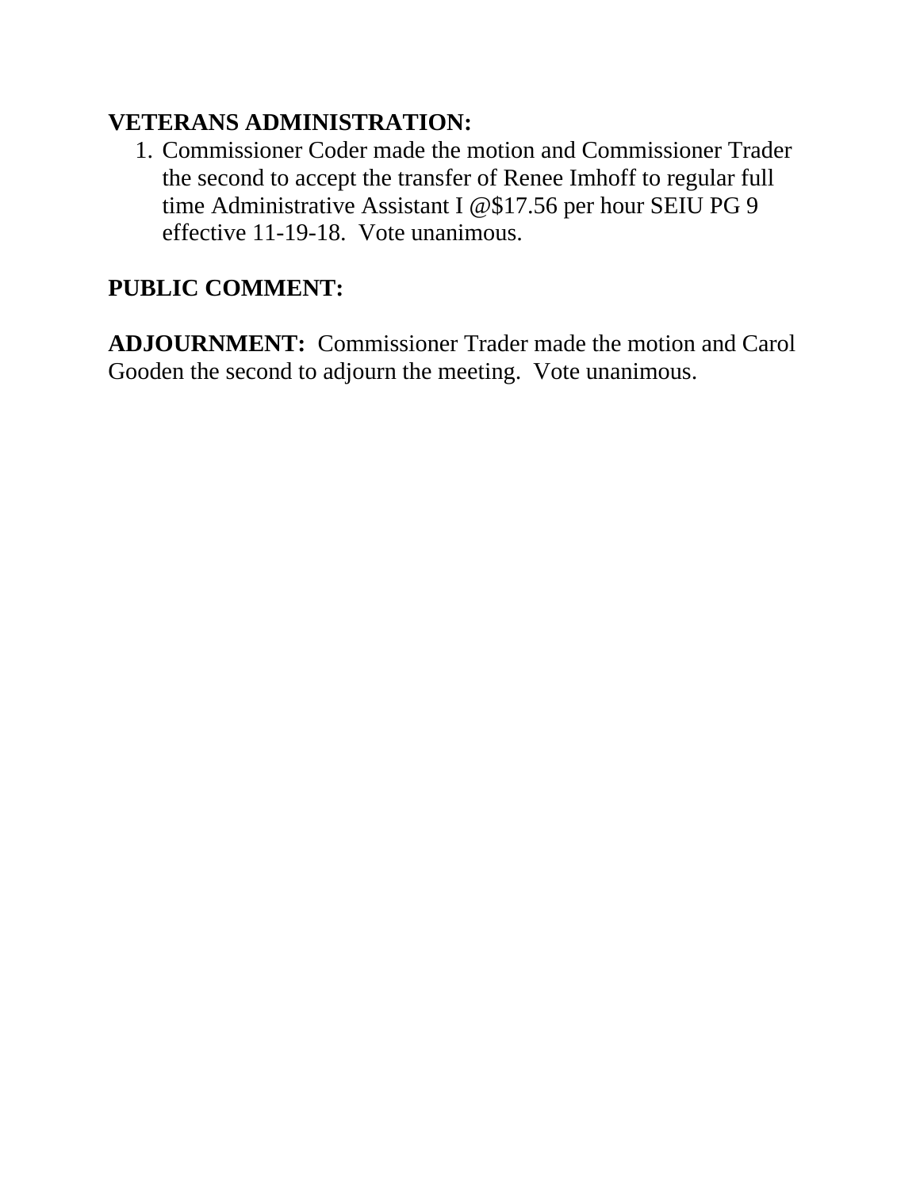**VETERANS ADMINISTRATION:**

1. Commissioner Coder made the motion and Commissioner Trader the second to accept the transfer of Renee Imhoff to regular full time Administrative Assistant I @$17.56 per hour SEIU PG 9 effective 11-19-18. Vote unanimous.

**PUBLIC COMMENT:**

**ADJOURNMENT:** Commissioner Trader made the motion and Carol Gooden the second to adjourn the meeting. Vote unanimous.